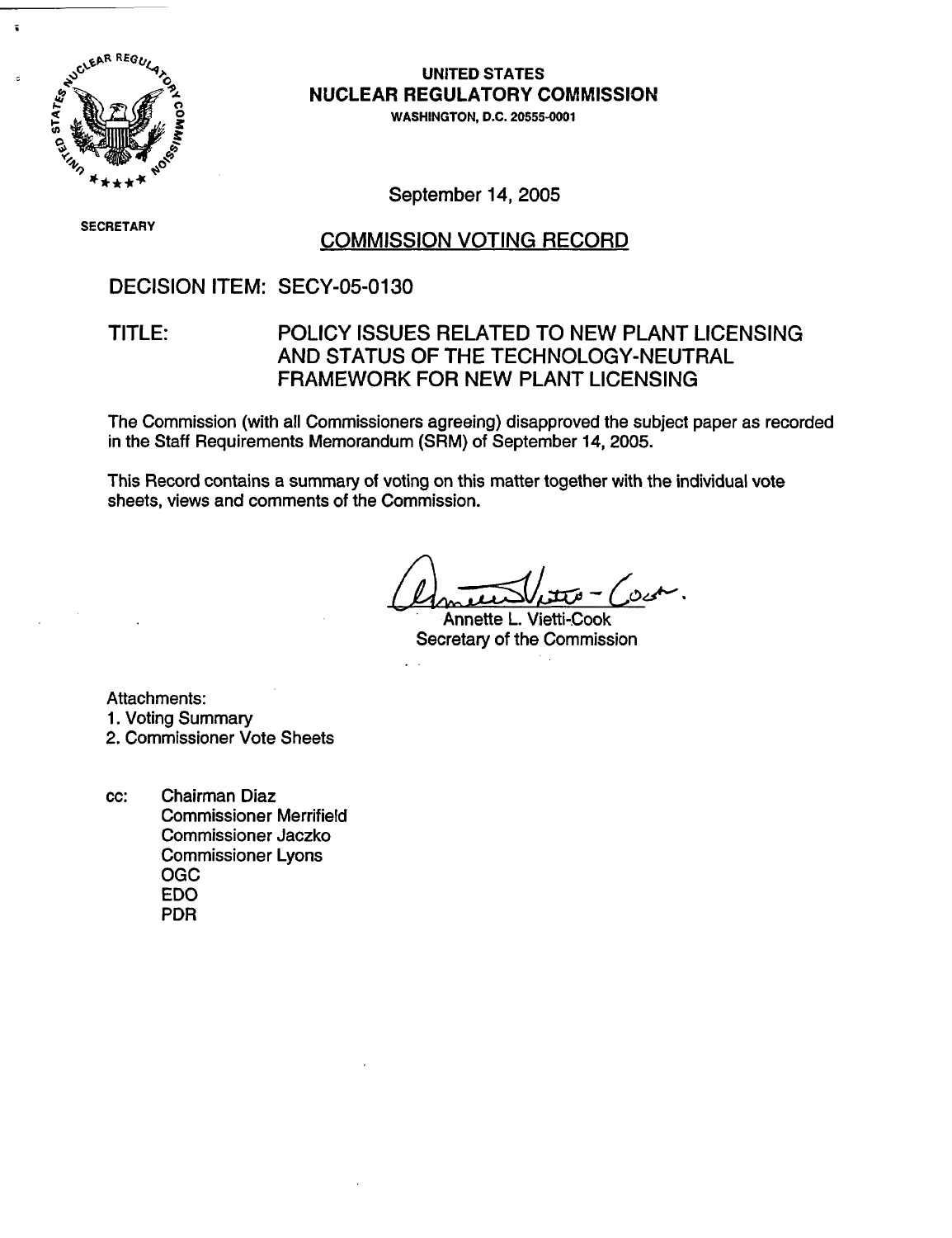**UNITED STATES**
**NUCLEAR REGULATORY COMMISSION**
**WASHINGTON, D.C. 20555-0001**

SECRETARY

September 14, 2005

## COMMISSION VOTING RECORD

DECISION ITEM: SECY-05-0130

TITLE: POLICY ISSUES RELATED TO NEW PLANT LICENSING AND STATUS OF THE TECHNOLOGY-NEUTRAL FRAMEWORK FOR NEW PLANT LICENSING

The Commission (with all Commissioners agreeing) disapproved the subject paper as recorded in the Staff Requirements Memorandum (SRM) of September 14, 2005.

This Record contains a summary of voting on this matter together with the individual vote sheets, views and comments of the Commission.

Annette L. Vietti-Cook
Secretary of the Commission

Attachments:
1. Voting Summary
2. Commissioner Vote Sheets

cc: Chairman Diaz
Commissioner Merrifield
Commissioner Jaczko
Commissioner Lyons
OGC
EDO
PDR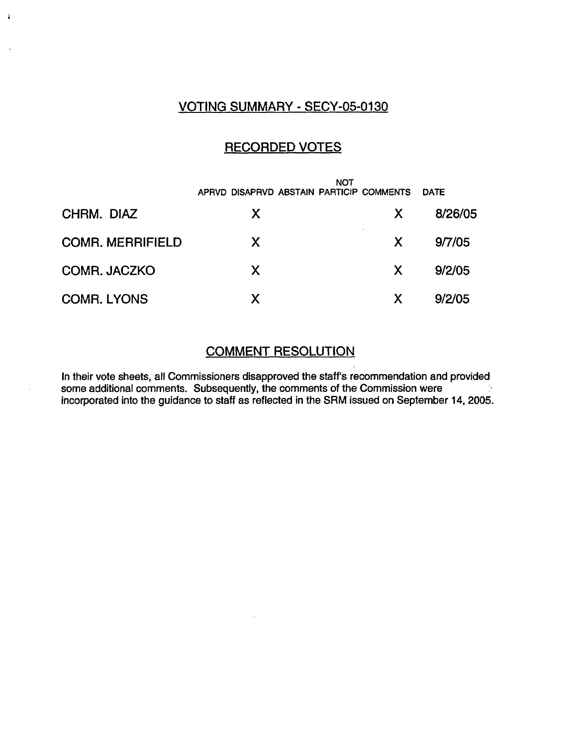## VOTING SUMMARY - SECY-05-0130

## RECORDED VOTES

| | APRVD | DISAPRVD | ABSTAIN | NOT PARTICIP | COMMENTS | DATE |
|---|---|---|---|---|---|---|
| CHRM. DIAZ | | X | | | X | 8/26/05 |
| COMR. MERRIFIELD | | X | | | X | 9/7/05 |
| COMR. JACZKO | | X | | | X | 9/2/05 |
| COMR. LYONS | | X | | | X | 9/2/05 |

## COMMENT RESOLUTION

In their vote sheets, all Commissioners disapproved the staff's recommendation and provided some additional comments. Subsequently, the comments of the Commission were incorporated into the guidance to staff as reflected in the SRM issued on September 14, 2005.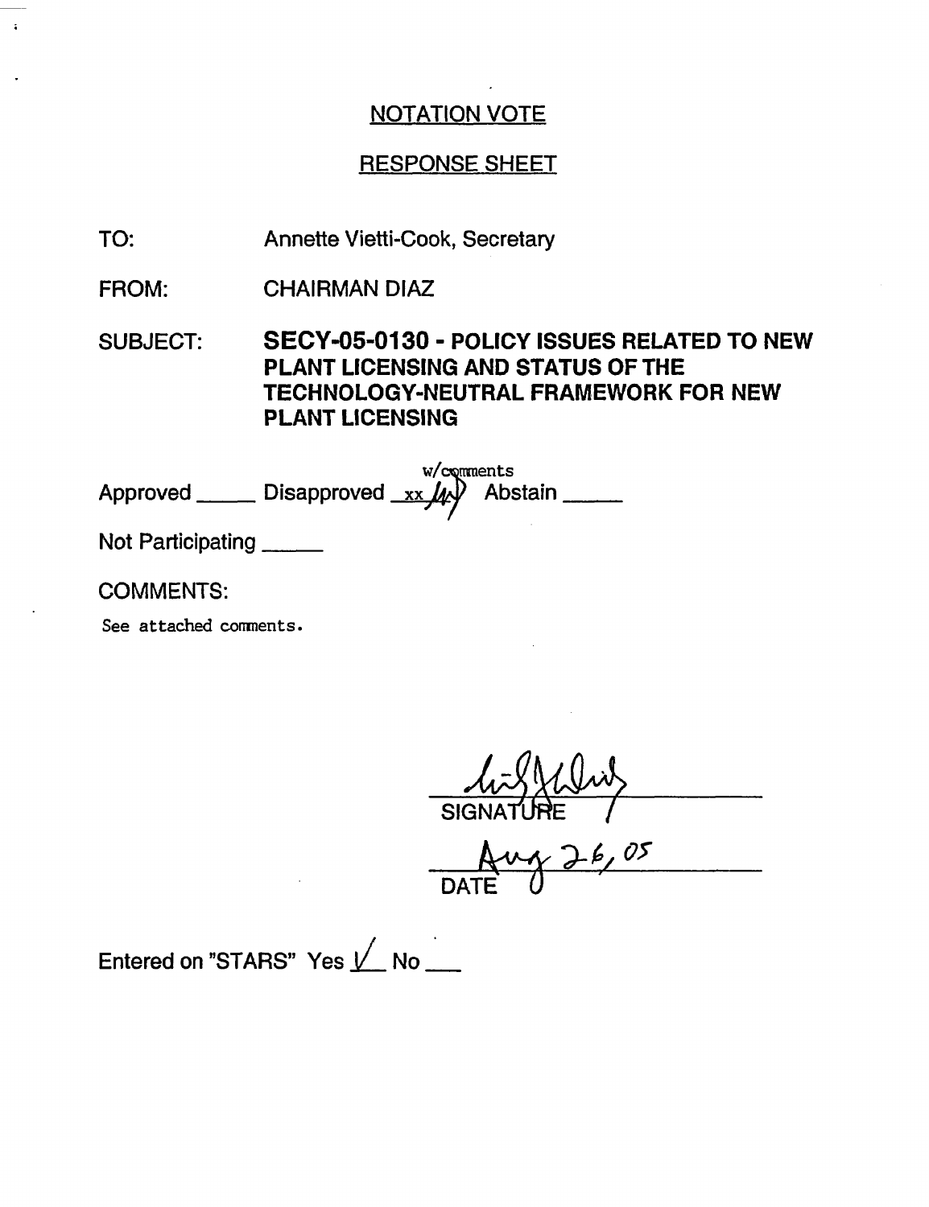## NOTATION VOTE

## RESPONSE SHEET

TO: Annette Vietti-Cook, Secretary

FROM: CHAIRMAN DIAZ

SUBJECT: **SECY-05-0130 - POLICY ISSUES RELATED TO NEW PLANT LICENSING AND STATUS OF THE TECHNOLOGY-NEUTRAL FRAMEWORK FOR NEW PLANT LICENSING**

Approved _____ Disapproved xx w/comments Abstain _____

Not Participating _____

COMMENTS:

See attached comments.

SIGNATURE

Aug 26, 05

DATE

Entered on "STARS" Yes ✓ No ___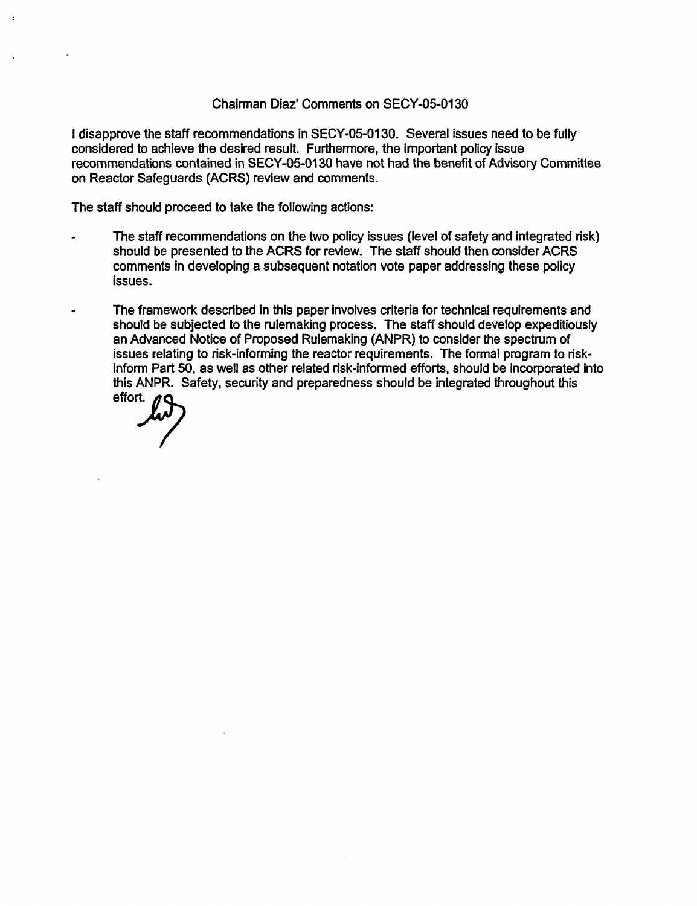Chairman Diaz' Comments on SECY-05-0130

I disapprove the staff recommendations in SECY-05-0130. Several issues need to be fully considered to achieve the desired result. Furthermore, the important policy issue recommendations contained in SECY-05-0130 have not had the benefit of Advisory Committee on Reactor Safeguards (ACRS) review and comments.

The staff should proceed to take the following actions:

- The staff recommendations on the two policy issues (level of safety and integrated risk) should be presented to the ACRS for review. The staff should then consider ACRS comments in developing a subsequent notation vote paper addressing these policy issues.

- The framework described in this paper involves criteria for technical requirements and should be subjected to the rulemaking process. The staff should develop expeditiously an Advanced Notice of Proposed Rulemaking (ANPR) to consider the spectrum of issues relating to risk-informing the reactor requirements. The formal program to risk-inform Part 50, as well as other related risk-informed efforts, should be incorporated into this ANPR. Safety, security and preparedness should be integrated throughout this effort.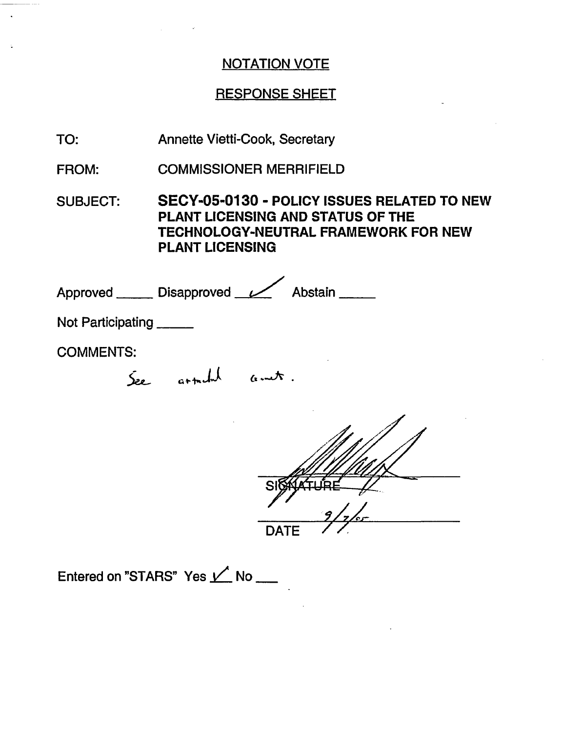## NOTATION VOTE

## RESPONSE SHEET

TO: Annette Vietti-Cook, Secretary

FROM: COMMISSIONER MERRIFIELD

SUBJECT: **SECY-05-0130 - POLICY ISSUES RELATED TO NEW PLANT LICENSING AND STATUS OF THE TECHNOLOGY-NEUTRAL FRAMEWORK FOR NEW PLANT LICENSING**

Approved _____ Disapproved ✓ Abstain _____

Not Participating _____

COMMENTS:

See attached cmnt.

SIGNATURE

9/7/05

DATE

Entered on "STARS" Yes ✓ No ___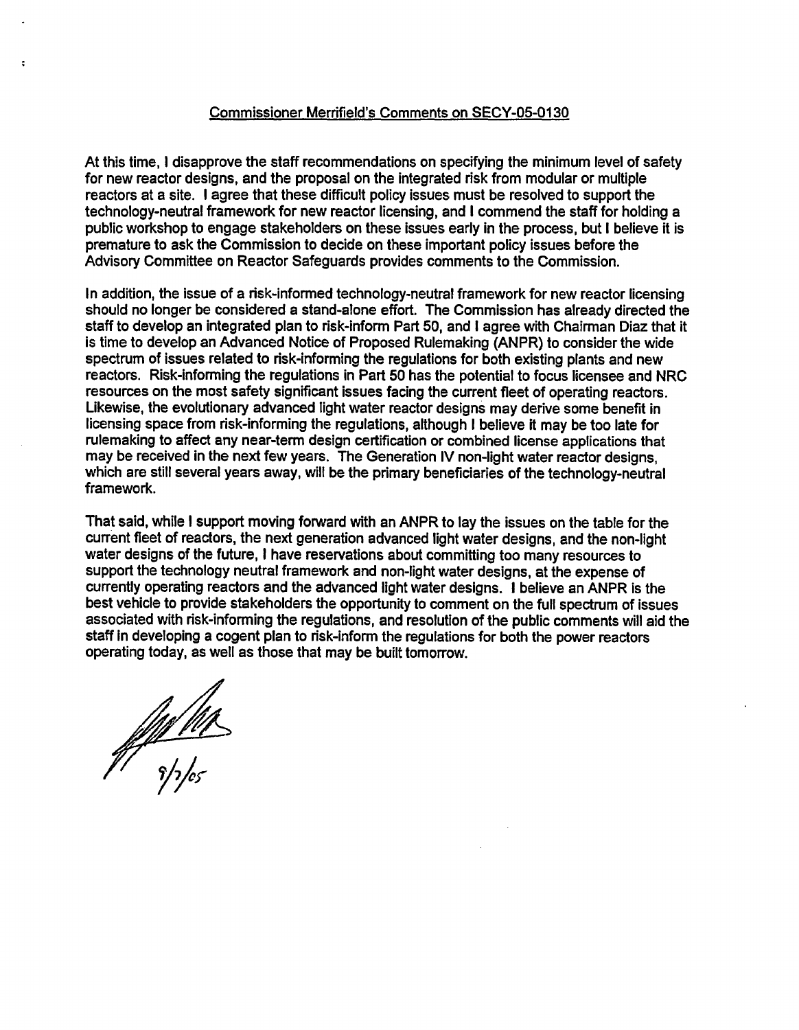## Commissioner Merrifield's Comments on SECY-05-0130

At this time, I disapprove the staff recommendations on specifying the minimum level of safety for new reactor designs, and the proposal on the integrated risk from modular or multiple reactors at a site. I agree that these difficult policy issues must be resolved to support the technology-neutral framework for new reactor licensing, and I commend the staff for holding a public workshop to engage stakeholders on these issues early in the process, but I believe it is premature to ask the Commission to decide on these important policy issues before the Advisory Committee on Reactor Safeguards provides comments to the Commission.

In addition, the issue of a risk-informed technology-neutral framework for new reactor licensing should no longer be considered a stand-alone effort. The Commission has already directed the staff to develop an integrated plan to risk-inform Part 50, and I agree with Chairman Diaz that it is time to develop an Advanced Notice of Proposed Rulemaking (ANPR) to consider the wide spectrum of issues related to risk-informing the regulations for both existing plants and new reactors. Risk-informing the regulations in Part 50 has the potential to focus licensee and NRC resources on the most safety significant issues facing the current fleet of operating reactors. Likewise, the evolutionary advanced light water reactor designs may derive some benefit in licensing space from risk-informing the regulations, although I believe it may be too late for rulemaking to affect any near-term design certification or combined license applications that may be received in the next few years. The Generation IV non-light water reactor designs, which are still several years away, will be the primary beneficiaries of the technology-neutral framework.

That said, while I support moving forward with an ANPR to lay the issues on the table for the current fleet of reactors, the next generation advanced light water designs, and the non-light water designs of the future, I have reservations about committing too many resources to support the technology neutral framework and non-light water designs, at the expense of currently operating reactors and the advanced light water designs. I believe an ANPR is the best vehicle to provide stakeholders the opportunity to comment on the full spectrum of issues associated with risk-informing the regulations, and resolution of the public comments will aid the staff in developing a cogent plan to risk-inform the regulations for both the power reactors operating today, as well as those that may be built tomorrow.

9/7/05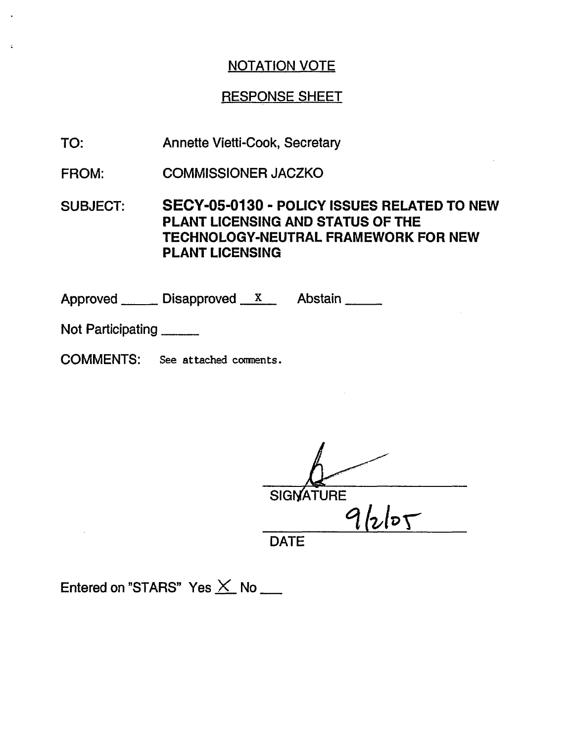## NOTATION VOTE

## RESPONSE SHEET

TO: Annette Vietti-Cook, Secretary

FROM: COMMISSIONER JACZKO

SUBJECT: **SECY-05-0130 - POLICY ISSUES RELATED TO NEW PLANT LICENSING AND STATUS OF THE TECHNOLOGY-NEUTRAL FRAMEWORK FOR NEW PLANT LICENSING**

Approved _____ Disapproved __X__ Abstain _____

Not Participating _____

COMMENTS: See attached comments.

SIGNATURE

9/2/05

DATE

Entered on "STARS" Yes X No ___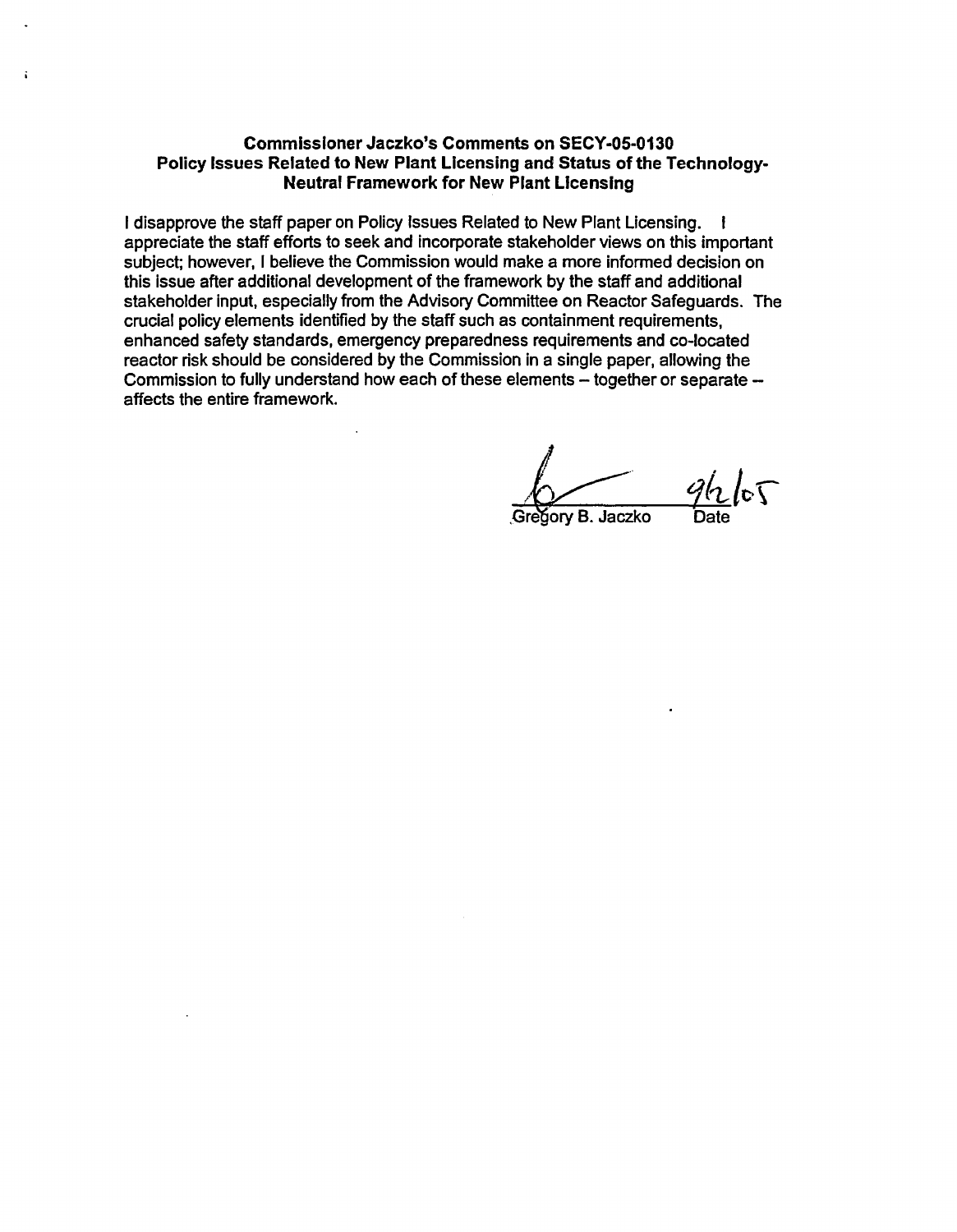**Commissioner Jaczko's Comments on SECY-05-0130**
**Policy Issues Related to New Plant Licensing and Status of the Technology-Neutral Framework for New Plant Licensing**

I disapprove the staff paper on Policy Issues Related to New Plant Licensing. I appreciate the staff efforts to seek and incorporate stakeholder views on this important subject; however, I believe the Commission would make a more informed decision on this issue after additional development of the framework by the staff and additional stakeholder input, especially from the Advisory Committee on Reactor Safeguards. The crucial policy elements identified by the staff such as containment requirements, enhanced safety standards, emergency preparedness requirements and co-located reactor risk should be considered by the Commission in a single paper, allowing the Commission to fully understand how each of these elements – together or separate – affects the entire framework.

Gregory B. Jaczko    9/2/05
Date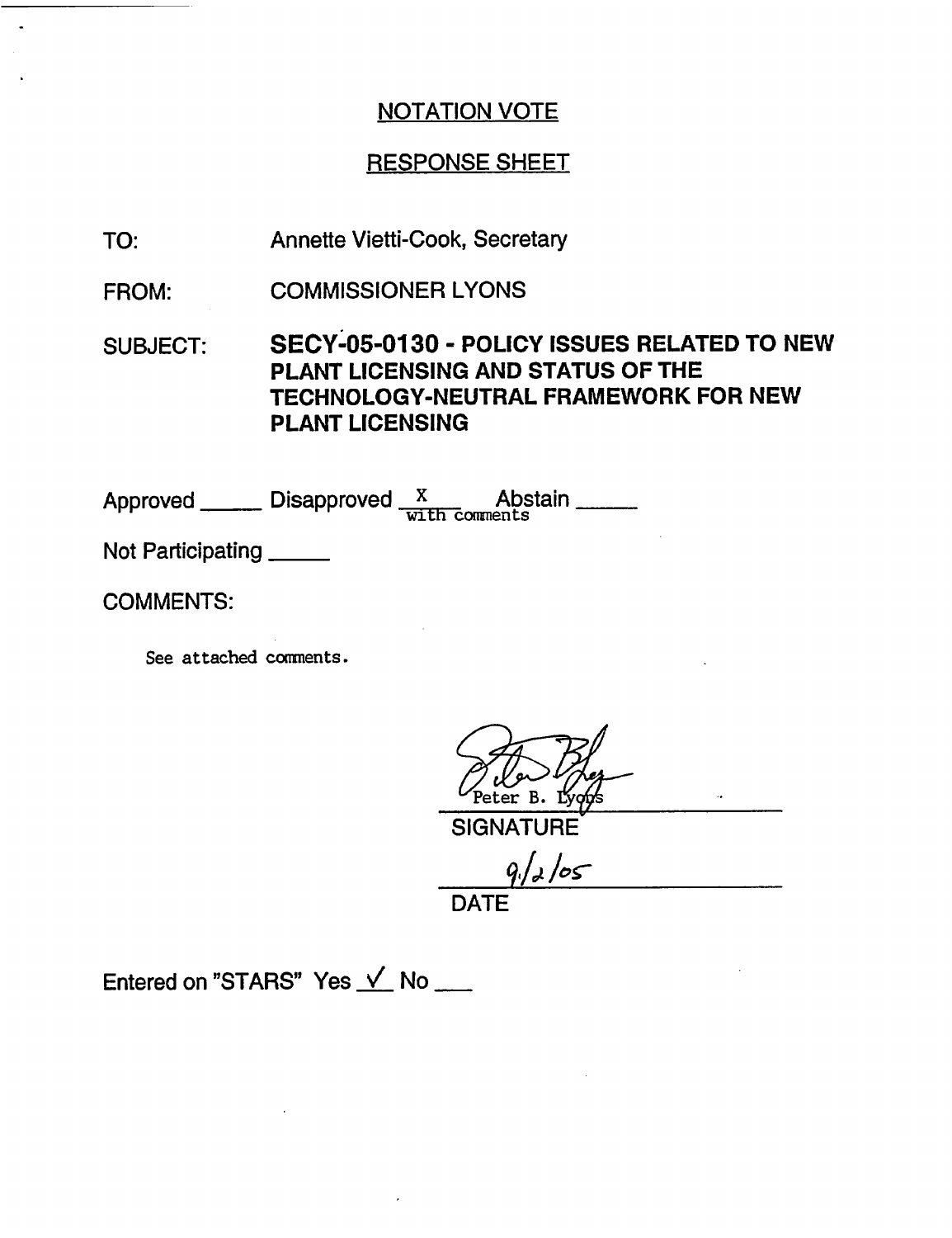## NOTATION VOTE

## RESPONSE SHEET

TO: Annette Vietti-Cook, Secretary

FROM: COMMISSIONER LYONS

SUBJECT: **SECY-05-0130 - POLICY ISSUES RELATED TO NEW PLANT LICENSING AND STATUS OF THE TECHNOLOGY-NEUTRAL FRAMEWORK FOR NEW PLANT LICENSING**

Approved _____ Disapproved __X__ with comments Abstain _____

Not Participating _____

COMMENTS:

See attached comments.

Peter B. Lyons

SIGNATURE

9/2/05

DATE

Entered on "STARS" Yes ✓ No ___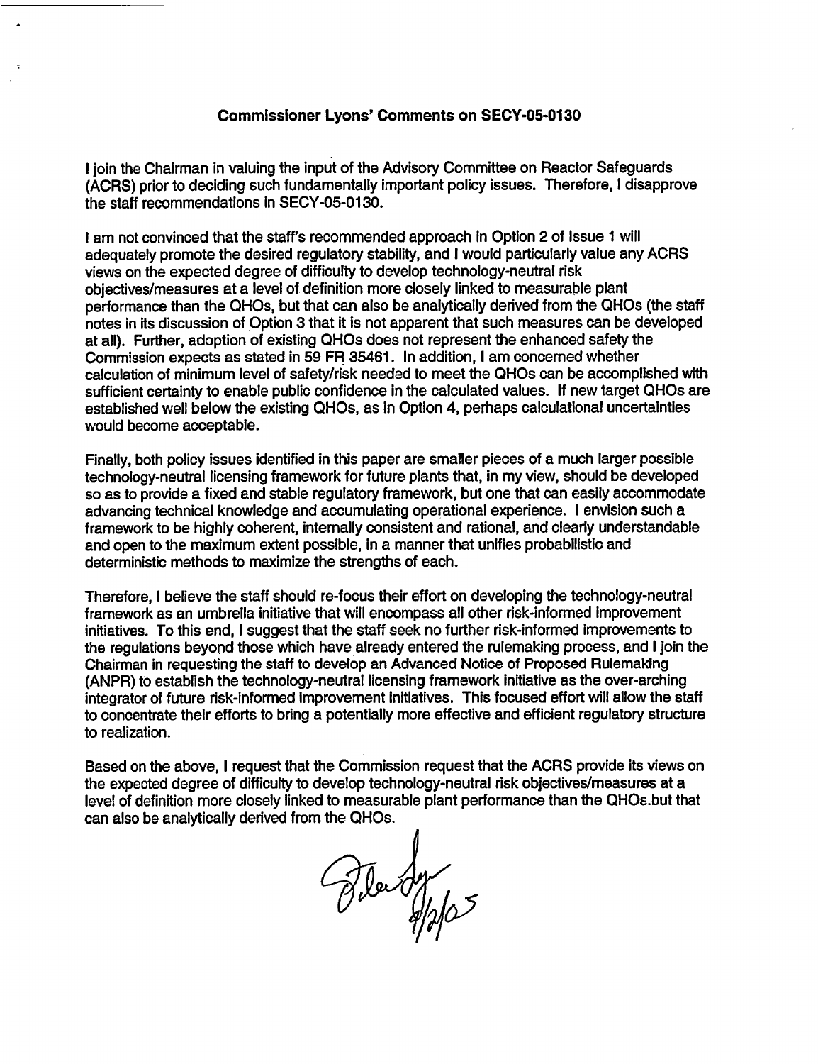## Commissioner Lyons' Comments on SECY-05-0130

I join the Chairman in valuing the input of the Advisory Committee on Reactor Safeguards (ACRS) prior to deciding such fundamentally important policy issues. Therefore, I disapprove the staff recommendations in SECY-05-0130.

I am not convinced that the staff's recommended approach in Option 2 of Issue 1 will adequately promote the desired regulatory stability, and I would particularly value any ACRS views on the expected degree of difficulty to develop technology-neutral risk objectives/measures at a level of definition more closely linked to measurable plant performance than the QHOs, but that can also be analytically derived from the QHOs (the staff notes in its discussion of Option 3 that it is not apparent that such measures can be developed at all). Further, adoption of existing QHOs does not represent the enhanced safety the Commission expects as stated in 59 FR 35461. In addition, I am concerned whether calculation of minimum level of safety/risk needed to meet the QHOs can be accomplished with sufficient certainty to enable public confidence in the calculated values. If new target QHOs are established well below the existing QHOs, as in Option 4, perhaps calculational uncertainties would become acceptable.

Finally, both policy issues identified in this paper are smaller pieces of a much larger possible technology-neutral licensing framework for future plants that, in my view, should be developed so as to provide a fixed and stable regulatory framework, but one that can easily accommodate advancing technical knowledge and accumulating operational experience. I envision such a framework to be highly coherent, internally consistent and rational, and clearly understandable and open to the maximum extent possible, in a manner that unifies probabilistic and deterministic methods to maximize the strengths of each.

Therefore, I believe the staff should re-focus their effort on developing the technology-neutral framework as an umbrella initiative that will encompass all other risk-informed improvement initiatives. To this end, I suggest that the staff seek no further risk-informed improvements to the regulations beyond those which have already entered the rulemaking process, and I join the Chairman in requesting the staff to develop an Advanced Notice of Proposed Rulemaking (ANPR) to establish the technology-neutral licensing framework initiative as the over-arching integrator of future risk-informed improvement initiatives. This focused effort will allow the staff to concentrate their efforts to bring a potentially more effective and efficient regulatory structure to realization.

Based on the above, I request that the Commission request that the ACRS provide its views on the expected degree of difficulty to develop technology-neutral risk objectives/measures at a level of definition more closely linked to measurable plant performance than the QHOs.but that can also be analytically derived from the QHOs.

8/2/05